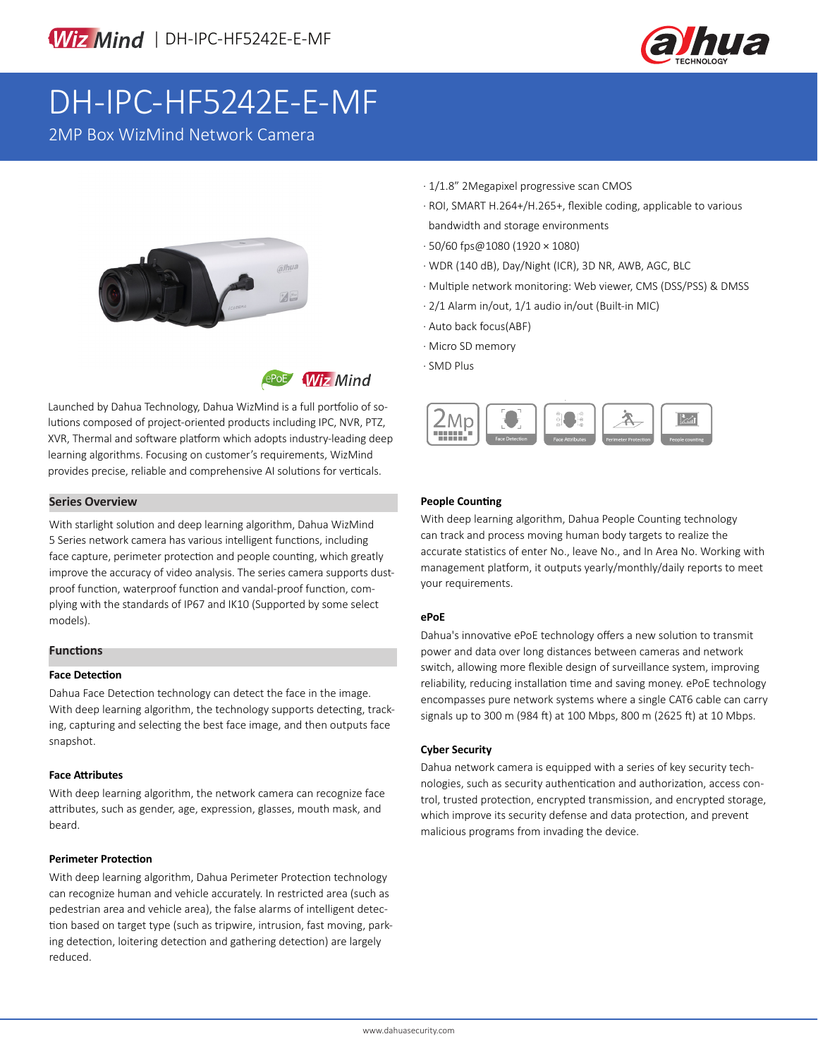# DH-IPC-HF5242E-E-MF

2MP Box WizMind Network Camera

- 1/1.8" 2Megapixel progressive scan CMOS
- ROI, SMART H.264+/H.265+, flexible coding, applicable to various bandwidth and storage environments
- 50/60 fps@1080 (1920 × 1080)
- WDR (140 dB), Day/Night (ICR), 3D NR, AWB, AGC, BLC
- Multiple network monitoring: Web viewer, CMS (DSS/PSS) & DMSS
- 2/1 Alarm in/out, 1/1 audio in/out (Built-in MIC)
- Auto back focus(ABF)
- Micro SD memory
- SMD Plus

Launched by Dahua Technology, Dahua WizMind is a full portfolio of solutions composed of project-oriented products including IPC, NVR, PTZ, XVR, Thermal and software platform which adopts industry-leading deep learning algorithms. Focusing on customer's requirements, WizMind provides precise, reliable and comprehensive AI solutions for verticals.

## Series Overview

With starlight solution and deep learning algorithm, Dahua WizMind 5 Series network camera has various intelligent functions, including face capture, perimeter protection and people counting, which greatly improve the accuracy of video analysis. The series camera supports dust-proof function, waterproof function and vandal-proof function, complying with the standards of IP67 and IK10 (Supported by some select models).

## Functions

### Face Detection

Dahua Face Detection technology can detect the face in the image. With deep learning algorithm, the technology supports detecting, tracking, capturing and selecting the best face image, and then outputs face snapshot.

### Face Attributes

With deep learning algorithm, the network camera can recognize face attributes, such as gender, age, expression, glasses, mouth mask, and beard.

### Perimeter Protection

With deep learning algorithm, Dahua Perimeter Protection technology can recognize human and vehicle accurately. In restricted area (such as pedestrian area and vehicle area), the false alarms of intelligent detection based on target type (such as tripwire, intrusion, fast moving, parking detection, loitering detection and gathering detection) are largely reduced.

### People Counting

With deep learning algorithm, Dahua People Counting technology can track and process moving human body targets to realize the accurate statistics of enter No., leave No., and In Area No. Working with management platform, it outputs yearly/monthly/daily reports to meet your requirements.

### ePoE

Dahua's innovative ePoE technology offers a new solution to transmit power and data over long distances between cameras and network switch, allowing more flexible design of surveillance system, improving reliability, reducing installation time and saving money. ePoE technology encompasses pure network systems where a single CAT6 cable can carry signals up to 300 m (984 ft) at 100 Mbps, 800 m (2625 ft) at 10 Mbps.

### Cyber Security

Dahua network camera is equipped with a series of key security technologies, such as security authentication and authorization, access control, trusted protection, encrypted transmission, and encrypted storage, which improve its security defense and data protection, and prevent malicious programs from invading the device.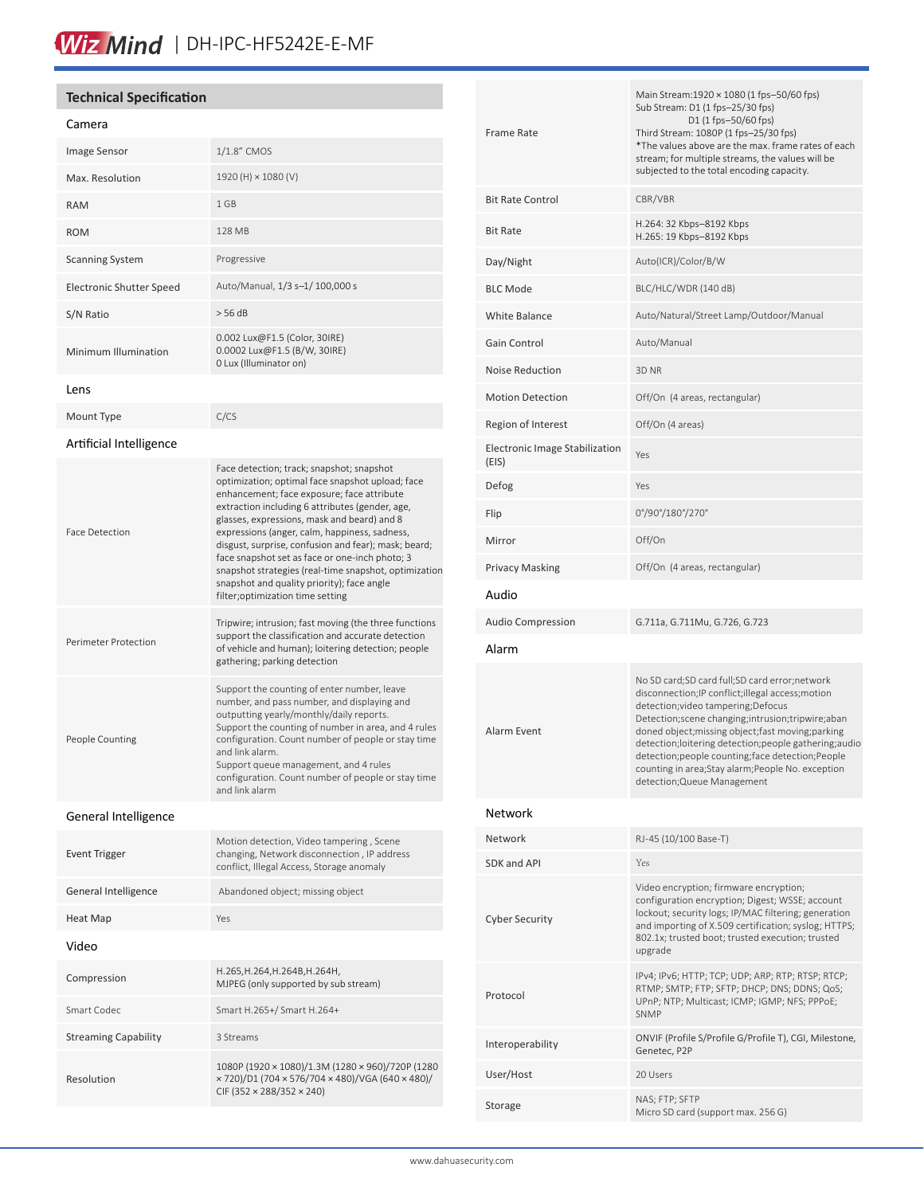# WizMind | DH-IPC-HF5242E-E-MF

## Technical Specification

### Camera

| | |
|---|---|
| Image Sensor | 1/1.8" CMOS |
| Max. Resolution | 1920 (H) × 1080 (V) |
| RAM | 1 GB |
| ROM | 128 MB |
| Scanning System | Progressive |
| Electronic Shutter Speed | Auto/Manual, 1/3 s–1/ 100,000 s |
| S/N Ratio | > 56 dB |
| Minimum Illumination | 0.002 Lux@F1.5 (Color, 30IRE)<br>0.0002 Lux@F1.5 (B/W, 30IRE)<br>0 Lux (Illuminator on) |

### Lens

| | |
|---|---|
| Mount Type | C/CS |

### Artificial Intelligence

| | |
|---|---|
| Face Detection | Face detection; track; snapshot; snapshot optimization; optimal face snapshot upload; face enhancement; face exposure; face attribute extraction including 6 attributes (gender, age, glasses, expressions, mask and beard) and 8 expressions (anger, calm, happiness, sadness, disgust, surprise, confusion and fear); mask; beard; face snapshot set as face or one-inch photo; 3 snapshot strategies (real-time snapshot, optimization snapshot and quality priority); face angle filter;optimization time setting |
| Perimeter Protection | Tripwire; intrusion; fast moving (the three functions support the classification and accurate detection of vehicle and human); loitering detection; people gathering; parking detection |
| People Counting | Support the counting of enter number, leave number, and pass number, and displaying and outputting yearly/monthly/daily reports.<br>Support the counting of number in area, and 4 rules configuration. Count number of people or stay time and link alarm.<br>Support queue management, and 4 rules configuration. Count number of people or stay time and link alarm |

### General Intelligence

| | |
|---|---|
| Event Trigger | Motion detection, Video tampering , Scene changing, Network disconnection , IP address conflict, Illegal Access, Storage anomaly |
| General Intelligence | Abandoned object; missing object |
| Heat Map | Yes |

### Video

| | |
|---|---|
| Compression | H.265,H.264,H.264B,H.264H,<br>MJPEG (only supported by sub stream) |
| Smart Codec | Smart H.265+/ Smart H.264+ |
| Streaming Capability | 3 Streams |
| Resolution | 1080P (1920 × 1080)/1.3M (1280 × 960)/720P (1280 × 720)/D1 (704 × 576/704 × 480)/VGA (640 × 480)/ CIF (352 × 288/352 × 240) |
| Frame Rate | Main Stream:1920 × 1080 (1 fps–50/60 fps)<br>Sub Stream: D1 (1 fps–25/30 fps)<br>D1 (1 fps–50/60 fps)<br>Third Stream: 1080P (1 fps–25/30 fps)<br>*The values above are the max. frame rates of each stream; for multiple streams, the values will be subjected to the total encoding capacity. |
| Bit Rate Control | CBR/VBR |
| Bit Rate | H.264: 32 Kbps–8192 Kbps<br>H.265: 19 Kbps–8192 Kbps |
| Day/Night | Auto(ICR)/Color/B/W |
| BLC Mode | BLC/HLC/WDR (140 dB) |
| White Balance | Auto/Natural/Street Lamp/Outdoor/Manual |
| Gain Control | Auto/Manual |
| Noise Reduction | 3D NR |
| Motion Detection | Off/On (4 areas, rectangular) |
| Region of Interest | Off/On (4 areas) |
| Electronic Image Stabilization (EIS) | Yes |
| Defog | Yes |
| Flip | 0°/90°/180°/270° |
| Mirror | Off/On |
| Privacy Masking | Off/On (4 areas, rectangular) |

### Audio

| | |
|---|---|
| Audio Compression | G.711a, G.711Mu, G.726, G.723 |

### Alarm

| | |
|---|---|
| Alarm Event | No SD card;SD card full;SD card error;network disconnection;IP conflict;illegal access;motion detection;video tampering;Defocus Detection;scene changing;intrusion;tripwire;abandoned object;missing object;fast moving;parking detection;loitering detection;people gathering;audio detection;people counting;face detection;People counting in area;Stay alarm;People No. exception detection;Queue Management |

### Network

| | |
|---|---|
| Network | RJ-45 (10/100 Base-T) |
| SDK and API | Yes |
| Cyber Security | Video encryption; firmware encryption; configuration encryption; Digest; WSSE; account lockout; security logs; IP/MAC filtering; generation and importing of X.509 certification; syslog; HTTPS; 802.1x; trusted boot; trusted execution; trusted upgrade |
| Protocol | IPv4; IPv6; HTTP; TCP; UDP; ARP; RTP; RTSP; RTCP; RTMP; SMTP; FTP; SFTP; DHCP; DNS; DDNS; QoS; UPnP; NTP; Multicast; ICMP; IGMP; NFS; PPPoE; SNMP |
| Interoperability | ONVIF (Profile S/Profile G/Profile T), CGI, Milestone, Genetec, P2P |
| User/Host | 20 Users |
| Storage | NAS; FTP; SFTP<br>Micro SD card (support max. 256 G) |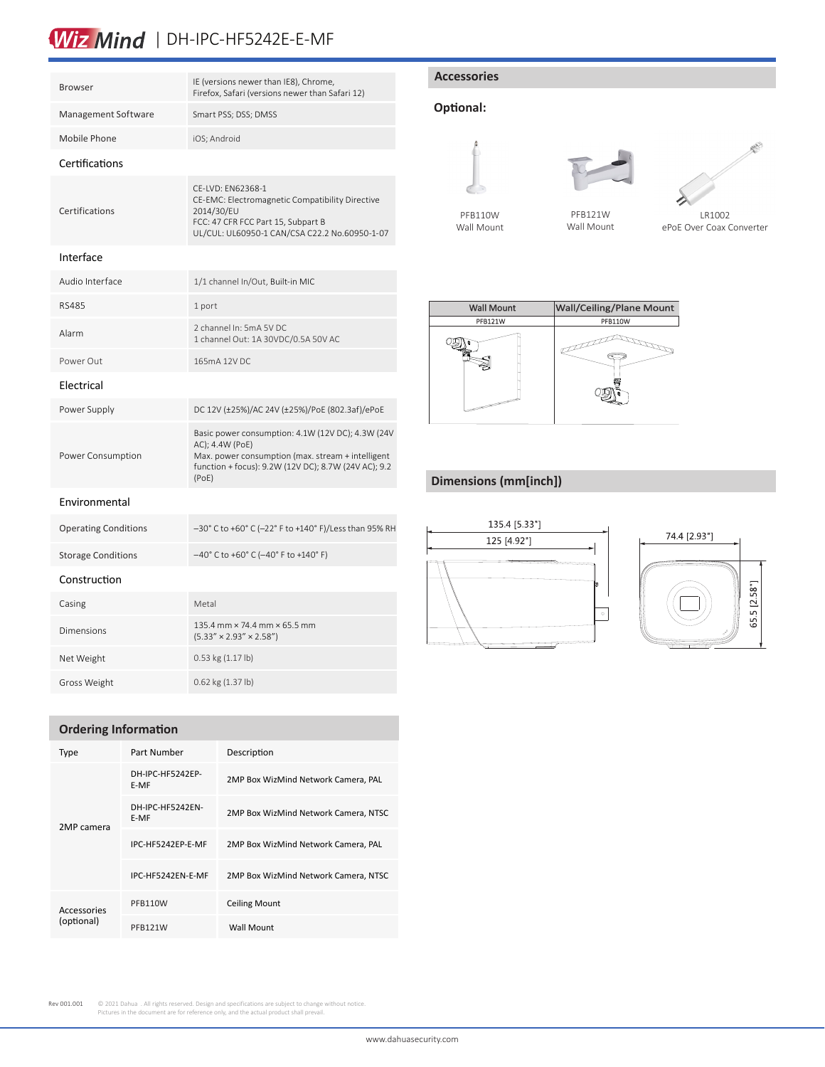| | |
|---|---|
| Browser | IE (versions newer than IE8), Chrome, Firefox, Safari (versions newer than Safari 12) |
| Management Software | Smart PSS; DSS; DMSS |
| Mobile Phone | iOS; Android |

### Certifications

| | |
|---|---|
| Certifications | CE-LVD: EN62368-1<br>CE-EMC: Electromagnetic Compatibility Directive 2014/30/EU<br>FCC: 47 CFR FCC Part 15, Subpart B<br>UL/CUL: UL60950-1 CAN/CSA C22.2 No.60950-1-07 |

### Interface

| | |
|---|---|
| Audio Interface | 1/1 channel In/Out, Built-in MIC |
| RS485 | 1 port |
| Alarm | 2 channel In: 5mA 5V DC<br>1 channel Out: 1A 30VDC/0.5A 50V AC |
| Power Out | 165mA 12V DC |

### Electrical

| | |
|---|---|
| Power Supply | DC 12V (±25%)/AC 24V (±25%)/PoE (802.3af)/ePoE |
| Power Consumption | Basic power consumption: 4.1W (12V DC); 4.3W (24V AC); 4.4W (PoE)<br>Max. power consumption (max. stream + intelligent function + focus): 9.2W (12V DC); 8.7W (24V AC); 9.2 (PoE) |

### Environmental

| | |
|---|---|
| Operating Conditions | –30° C to +60° C (–22° F to +140° F)/Less than 95% RH |
| Storage Conditions | –40° C to +60° C (–40° F to +140° F) |

### Construction

| | |
|---|---|
| Casing | Metal |
| Dimensions | 135.4 mm × 74.4 mm × 65.5 mm (5.33" × 2.93" × 2.58") |
| Net Weight | 0.53 kg (1.17 lb) |
| Gross Weight | 0.62 kg (1.37 lb) |

## Ordering Information

| Type | Part Number | Description |
|---|---|---|
| 2MP camera | DH-IPC-HF5242EP-E-MF | 2MP Box WizMind Network Camera, PAL |
| | DH-IPC-HF5242EN-E-MF | 2MP Box WizMind Network Camera, NTSC |
| | IPC-HF5242EP-E-MF | 2MP Box WizMind Network Camera, PAL |
| | IPC-HF5242EN-E-MF | 2MP Box WizMind Network Camera, NTSC |
| Accessories (optional) | PFB110W | Ceiling Mount |
| | PFB121W | Wall Mount |

## Accessories

### Optional:

PFB110W
Wall Mount

PFB121W
Wall Mount

LR1002
ePoE Over Coax Converter

| Wall Mount | Wall/Ceiling/Plane Mount |
|---|---|
| PFB121W | PFB110W |

## Dimensions (mm[inch])

135.4 [5.33"]
125 [4.92"]
74.4 [2.93"]
65.5 [2.58"]

Rev 001.001 © 2021 Dahua . All rights reserved. Design and specifications are subject to change without notice.
Pictures in the document are for reference only, and the actual product shall prevail.